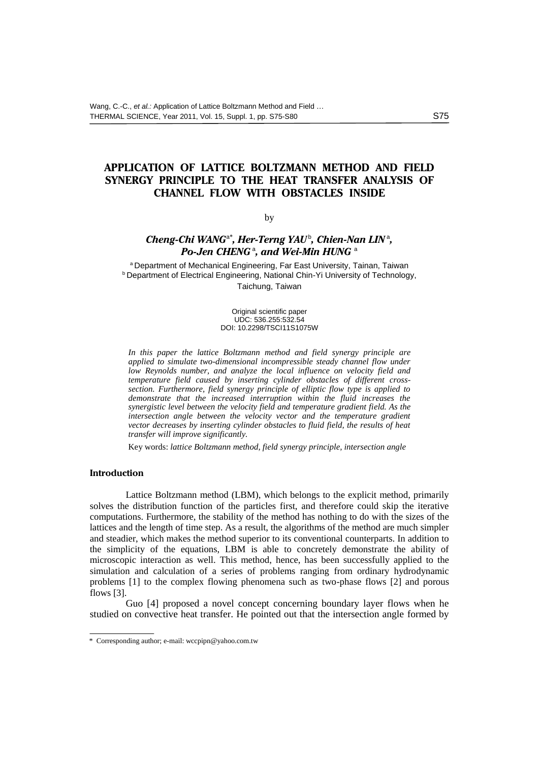# APPLICATION OF LATTICE BOLTZMANN METHOD AND FIELD SYNERGY PRINCIPLE TO THE HEAT TRANSFER ANALYSIS OF CHANNEL FLOW WITH OBSTACLES INSIDE

by

***Cheng-Chi WANG*** [a*], ***Her-Terng YAU*** [b], ***Chien-Nan LIN*** [a], ***Po-Jen CHENG*** [a], **and** ***Wei-Min HUNG*** [a]

[a] Department of Mechanical Engineering, Far East University, Tainan, Taiwan
[b] Department of Electrical Engineering, National Chin-Yi University of Technology, Taichung, Taiwan

Original scientific paper
UDC: 536.255:532.54
DOI: 10.2298/TSCI11S1075W

*In this paper the lattice Boltzmann method and field synergy principle are applied to simulate two-dimensional incompressible steady channel flow under low Reynolds number, and analyze the local influence on velocity field and temperature field caused by inserting cylinder obstacles of different cross-section. Furthermore, field synergy principle of elliptic flow type is applied to demonstrate that the increased interruption within the fluid increases the synergistic level between the velocity field and temperature gradient field. As the intersection angle between the velocity vector and the temperature gradient vector decreases by inserting cylinder obstacles to fluid field, the results of heat transfer will improve significantly.*

Key words: *lattice Boltzmann method, field synergy principle, intersection angle*

## Introduction

Lattice Boltzmann method (LBM), which belongs to the explicit method, primarily solves the distribution function of the particles first, and therefore could skip the iterative computations. Furthermore, the stability of the method has nothing to do with the sizes of the lattices and the length of time step. As a result, the algorithms of the method are much simpler and steadier, which makes the method superior to its conventional counterparts. In addition to the simplicity of the equations, LBM is able to concretely demonstrate the ability of microscopic interaction as well. This method, hence, has been successfully applied to the simulation and calculation of a series of problems ranging from ordinary hydrodynamic problems [1] to the complex flowing phenomena such as two-phase flows [2] and porous flows [3].

Guo [4] proposed a novel concept concerning boundary layer flows when he studied on convective heat transfer. He pointed out that the intersection angle formed by

---

\* Corresponding author; e-mail: wccpipn@yahoo.com.tw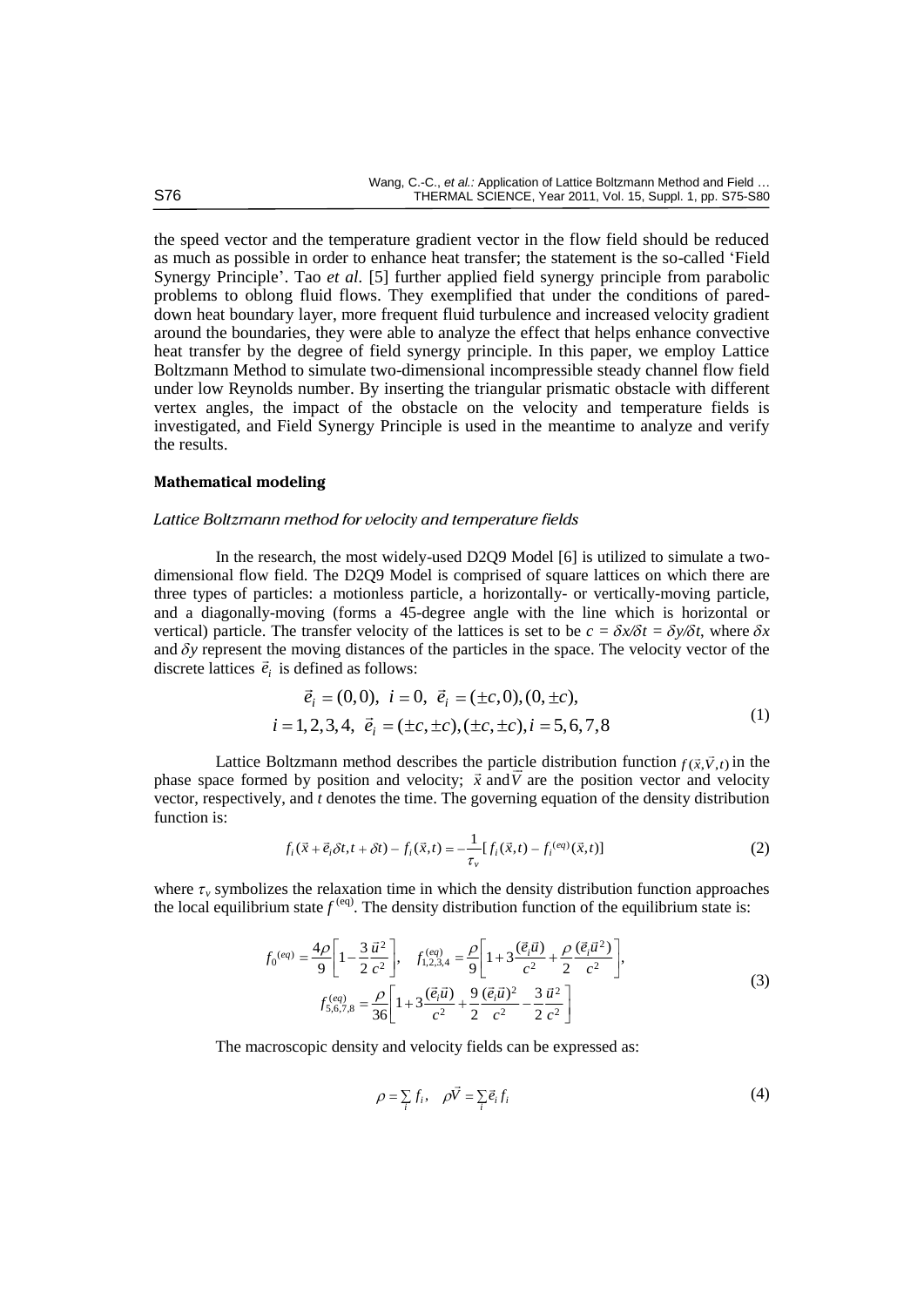the speed vector and the temperature gradient vector in the flow field should be reduced as much as possible in order to enhance heat transfer; the statement is the so-called 'Field Synergy Principle'. Tao *et al.* [5] further applied field synergy principle from parabolic problems to oblong fluid flows. They exemplified that under the conditions of pared-down heat boundary layer, more frequent fluid turbulence and increased velocity gradient around the boundaries, they were able to analyze the effect that helps enhance convective heat transfer by the degree of field synergy principle. In this paper, we employ Lattice Boltzmann Method to simulate two-dimensional incompressible steady channel flow field under low Reynolds number. By inserting the triangular prismatic obstacle with different vertex angles, the impact of the obstacle on the velocity and temperature fields is investigated, and Field Synergy Principle is used in the meantime to analyze and verify the results.

## Mathematical modeling

### *Lattice Boltzmann method for velocity and temperature fields*

In the research, the most widely-used D2Q9 Model [6] is utilized to simulate a two-dimensional flow field. The D2Q9 Model is comprised of square lattices on which there are three types of particles: a motionless particle, a horizontally- or vertically-moving particle, and a diagonally-moving (forms a 45-degree angle with the line which is horizontal or vertical) particle. The transfer velocity of the lattices is set to be $c = \delta x/\delta t = \delta y/\delta t$, where $\delta x$ and $\delta y$ represent the moving distances of the particles in the space. The velocity vector of the discrete lattices $\vec{e}_i$ is defined as follows:

$$\begin{gathered}\vec{e}_i = (0,0),\ \ i=0,\ \ \vec{e}_i = (\pm c, 0), (0, \pm c), \\ i = 1,2,3,4,\ \ \vec{e}_i = (\pm c, \pm c), (\pm c, \pm c), i = 5,6,7,8\end{gathered} \tag{1}$$

Lattice Boltzmann method describes the particle distribution function $f(\vec{x},\vec{V},t)$ in the phase space formed by position and velocity; $\vec{x}$ and $\vec{V}$ are the position vector and velocity vector, respectively, and $t$ denotes the time. The governing equation of the density distribution function is:

$$f_i(\vec{x}+\vec{e}_i\delta t, t+\delta t) - f_i(\vec{x},t) = -\frac{1}{\tau_v}[f_i(\vec{x},t) - f_i^{(eq)}(\vec{x},t)] \tag{2}$$

where $\tau_v$ symbolizes the relaxation time in which the density distribution function approaches the local equilibrium state $f^{(\mathrm{eq})}$. The density distribution function of the equilibrium state is:

$$\begin{gathered}f_0^{(eq)} = \frac{4\rho}{9}\left[1 - \frac{3}{2}\frac{\vec{u}^2}{c^2}\right], \quad f_{1,2,3,4}^{(eq)} = \frac{\rho}{9}\left[1 + 3\frac{(\vec{e}_i\vec{u})}{c^2} + \frac{\rho}{2}\frac{(\vec{e}_i\vec{u}^2)}{c^2}\right], \\ f_{5,6,7,8}^{(eq)} = \frac{\rho}{36}\left[1 + 3\frac{(\vec{e}_i\vec{u})}{c^2} + \frac{9}{2}\frac{(\vec{e}_i\vec{u})^2}{c^2} - \frac{3}{2}\frac{\vec{u}^2}{c^2}\right]\end{gathered} \tag{3}$$

The macroscopic density and velocity fields can be expressed as:

$$\rho = \sum_i f_i, \quad \rho\vec{V} = \sum_i \vec{e}_i f_i \tag{4}$$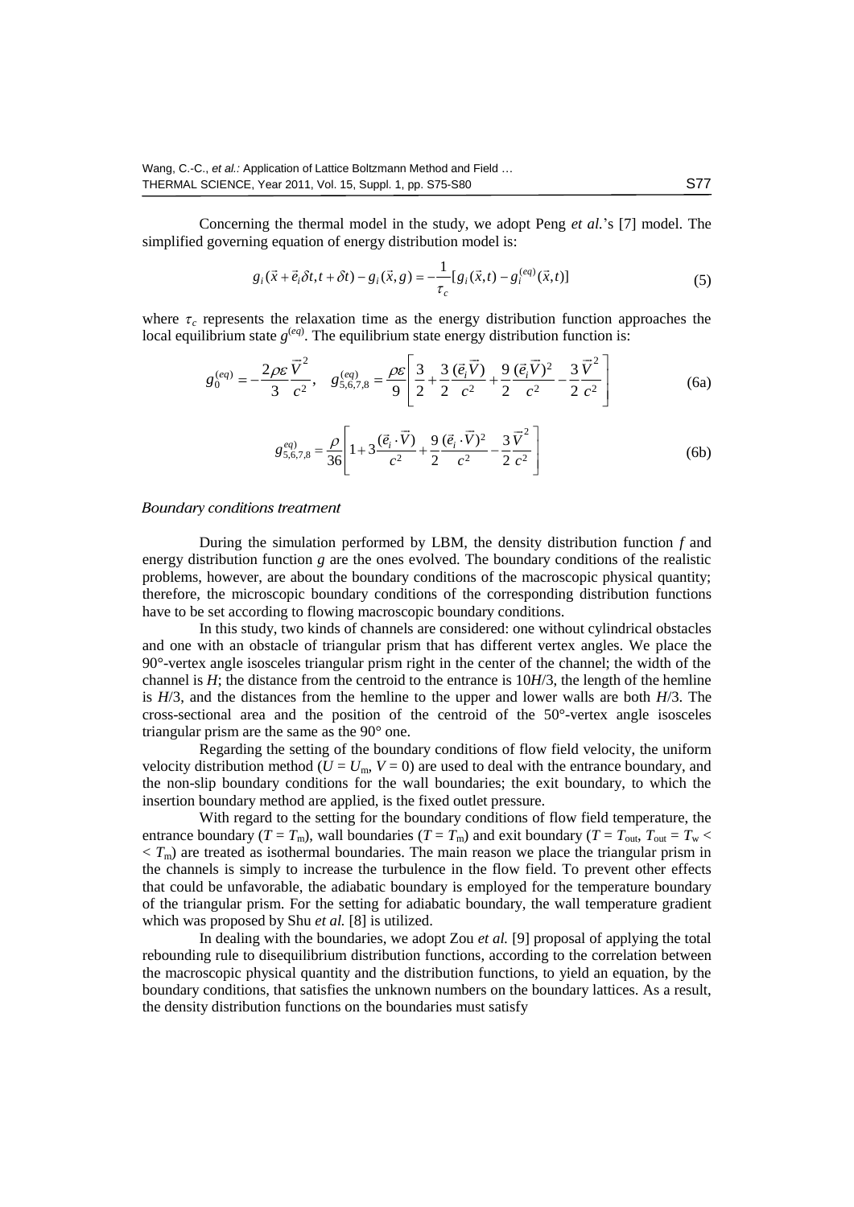Concerning the thermal model in the study, we adopt Peng *et al.*'s [7] model. The simplified governing equation of energy distribution model is:

$$g_i(\vec{x}+\vec{e}_i\delta t, t+\delta t) - g_i(\vec{x}, g) = -\frac{1}{\tau_c}[g_i(\vec{x}, t) - g_i^{(eq)}(\vec{x}, t)] \tag{5}$$

where $\tau_c$ represents the relaxation time as the energy distribution function approaches the local equilibrium state $g^{(eq)}$. The equilibrium state energy distribution function is:

$$g_0^{(eq)} = -\frac{2\rho\varepsilon}{3}\frac{\vec{V}^2}{c^2}, \quad g_{5,6,7,8}^{(eq)} = \frac{\rho\varepsilon}{9}\left[\frac{3}{2} + \frac{3}{2}\frac{(\vec{e}_i\vec{V})}{c^2} + \frac{9}{2}\frac{(\vec{e}_i\vec{V})^2}{c^2} - \frac{3}{2}\frac{\vec{V}^2}{c^2}\right] \tag{6a}$$

$$g_{5,6,7,8}^{eq)} = \frac{\rho}{36}\left[1 + 3\frac{(\vec{e}_i \cdot \vec{V})}{c^2} + \frac{9}{2}\frac{(\vec{e}_i \cdot \vec{V})^2}{c^2} - \frac{3}{2}\frac{\vec{V}^2}{c^2}\right] \tag{6b}$$

### *Boundary conditions treatment*

During the simulation performed by LBM, the density distribution function $f$ and energy distribution function $g$ are the ones evolved. The boundary conditions of the realistic problems, however, are about the boundary conditions of the macroscopic physical quantity; therefore, the microscopic boundary conditions of the corresponding distribution functions have to be set according to flowing macroscopic boundary conditions.

In this study, two kinds of channels are considered: one without cylindrical obstacles and one with an obstacle of triangular prism that has different vertex angles. We place the 90°-vertex angle isosceles triangular prism right in the center of the channel; the width of the channel is $H$; the distance from the centroid to the entrance is $10H/3$, the length of the hemline is $H/3$, and the distances from the hemline to the upper and lower walls are both $H/3$. The cross-sectional area and the position of the centroid of the 50°-vertex angle isosceles triangular prism are the same as the 90° one.

Regarding the setting of the boundary conditions of flow field velocity, the uniform velocity distribution method ($U = U_m$, $V = 0$) are used to deal with the entrance boundary, and the non-slip boundary conditions for the wall boundaries; the exit boundary, to which the insertion boundary method are applied, is the fixed outlet pressure.

With regard to the setting for the boundary conditions of flow field temperature, the entrance boundary ($T = T_m$), wall boundaries ($T = T_m$) and exit boundary ($T = T_{out}$, $T_{out} = T_w < < T_m$) are treated as isothermal boundaries. The main reason we place the triangular prism in the channels is simply to increase the turbulence in the flow field. To prevent other effects that could be unfavorable, the adiabatic boundary is employed for the temperature boundary of the triangular prism. For the setting for adiabatic boundary, the wall temperature gradient which was proposed by Shu *et al.* [8] is utilized.

In dealing with the boundaries, we adopt Zou *et al.* [9] proposal of applying the total rebounding rule to disequilibrium distribution functions, according to the correlation between the macroscopic physical quantity and the distribution functions, to yield an equation, by the boundary conditions, that satisfies the unknown numbers on the boundary lattices. As a result, the density distribution functions on the boundaries must satisfy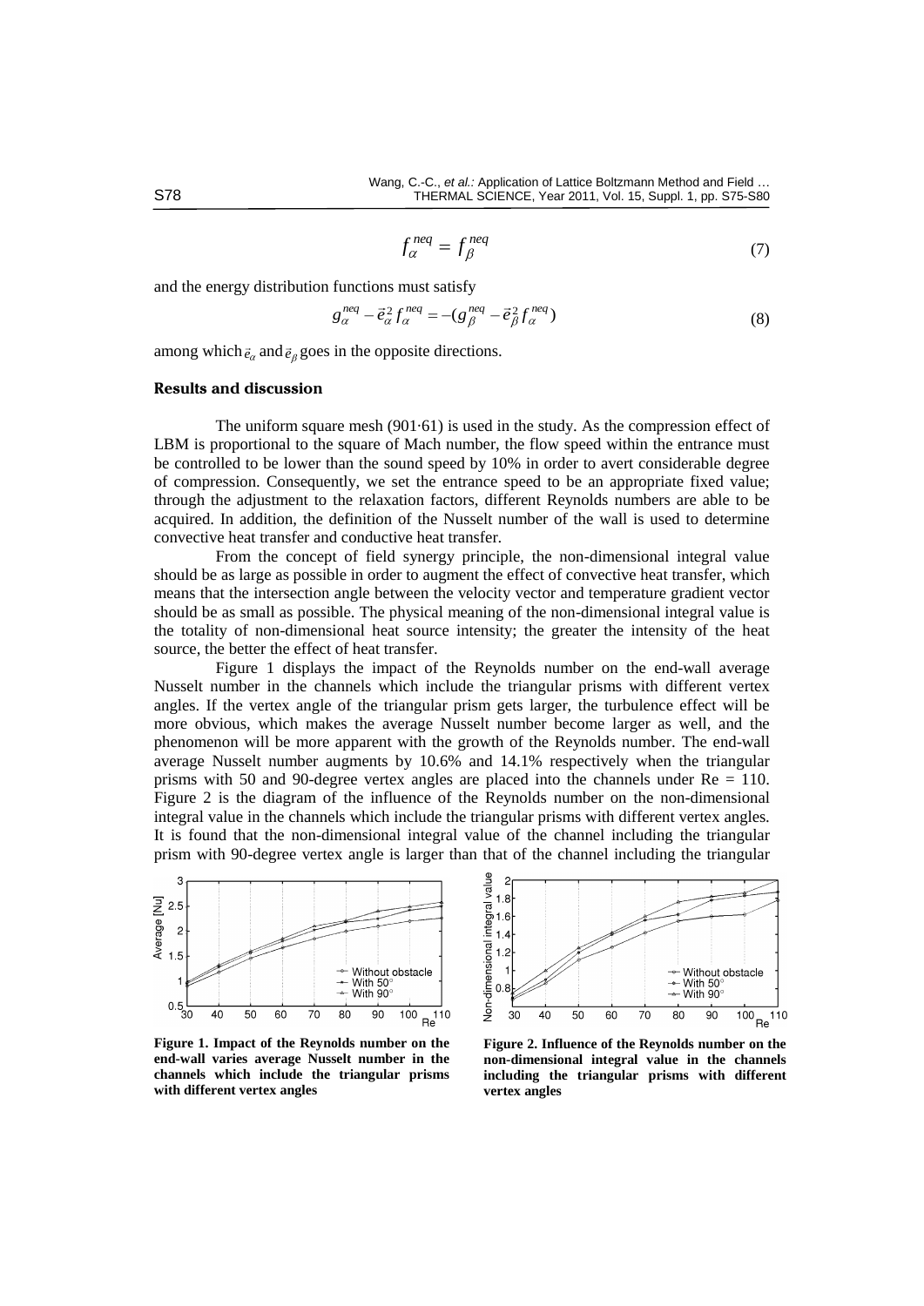$$f_{\alpha}^{neq} = f_{\beta}^{neq} \tag{7}$$

and the energy distribution functions must satisfy

$$g_{\alpha}^{neq} - \vec{e}_{\alpha}^{\,2} f_{\alpha}^{neq} = -(g_{\beta}^{neq} - \vec{e}_{\beta}^{\,2} f_{\alpha}^{neq}) \tag{8}$$

among which $\vec{e}_{\alpha}$ and $\vec{e}_{\beta}$ goes in the opposite directions.

## Results and discussion

The uniform square mesh (901·61) is used in the study. As the compression effect of LBM is proportional to the square of Mach number, the flow speed within the entrance must be controlled to be lower than the sound speed by 10% in order to avert considerable degree of compression. Consequently, we set the entrance speed to be an appropriate fixed value; through the adjustment to the relaxation factors, different Reynolds numbers are able to be acquired. In addition, the definition of the Nusselt number of the wall is used to determine convective heat transfer and conductive heat transfer.

From the concept of field synergy principle, the non-dimensional integral value should be as large as possible in order to augment the effect of convective heat transfer, which means that the intersection angle between the velocity vector and temperature gradient vector should be as small as possible. The physical meaning of the non-dimensional integral value is the totality of non-dimensional heat source intensity; the greater the intensity of the heat source, the better the effect of heat transfer.

Figure 1 displays the impact of the Reynolds number on the end-wall average Nusselt number in the channels which include the triangular prisms with different vertex angles. If the vertex angle of the triangular prism gets larger, the turbulence effect will be more obvious, which makes the average Nusselt number become larger as well, and the phenomenon will be more apparent with the growth of the Reynolds number. The end-wall average Nusselt number augments by 10.6% and 14.1% respectively when the triangular prisms with 50 and 90-degree vertex angles are placed into the channels under Re = 110. Figure 2 is the diagram of the influence of the Reynolds number on the non-dimensional integral value in the channels which include the triangular prisms with different vertex angles. It is found that the non-dimensional integral value of the channel including the triangular prism with 90-degree vertex angle is larger than that of the channel including the triangular

**Figure 1. Impact of the Reynolds number on the end-wall varies average Nusselt number in the channels which include the triangular prisms with different vertex angles**

**Figure 2. Influence of the Reynolds number on the non-dimensional integral value in the channels including the triangular prisms with different vertex angles**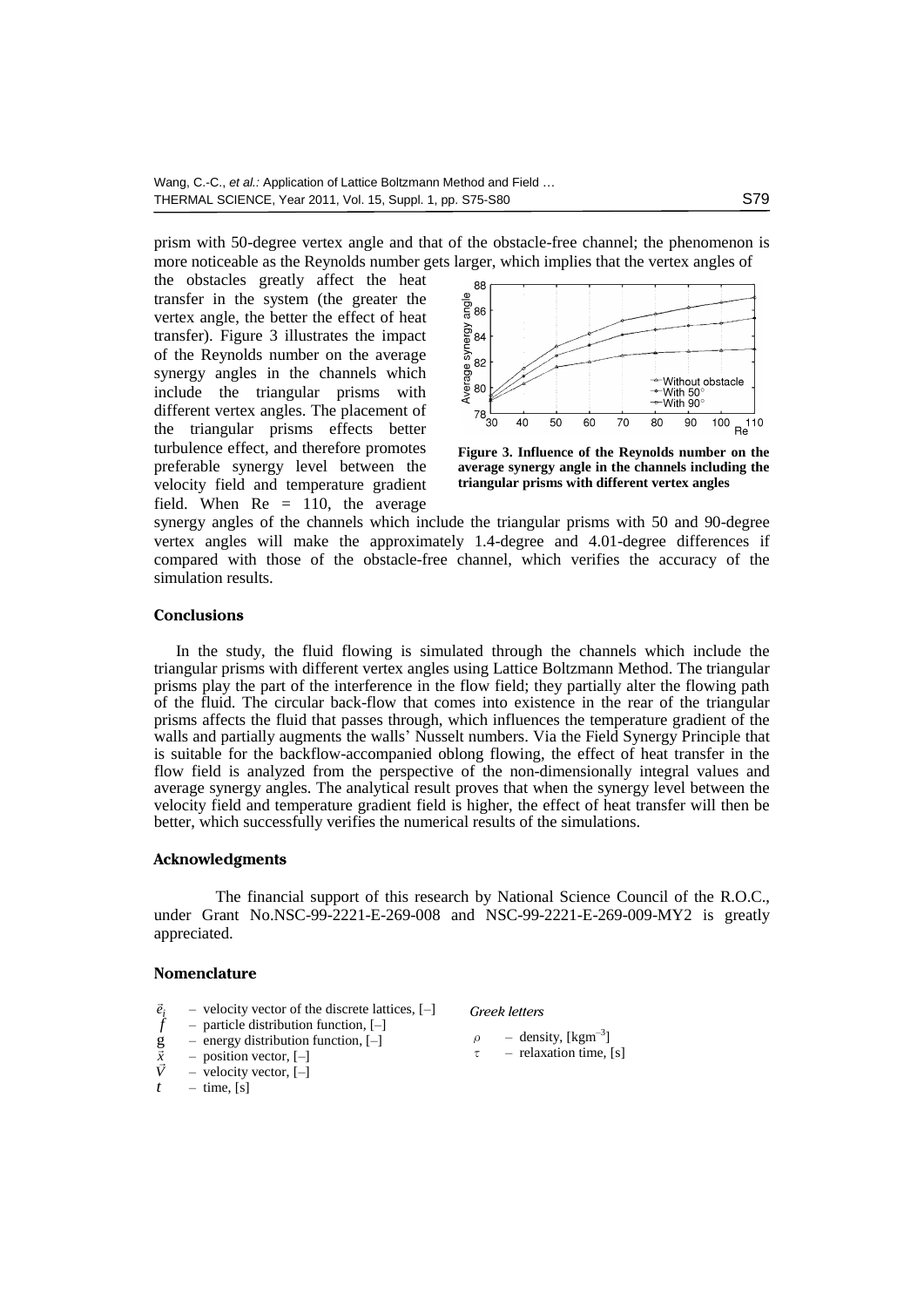prism with 50-degree vertex angle and that of the obstacle-free channel; the phenomenon is more noticeable as the Reynolds number gets larger, which implies that the vertex angles of the obstacles greatly affect the heat transfer in the system (the greater the vertex angle, the better the effect of heat transfer). Figure 3 illustrates the impact of the Reynolds number on the average synergy angles in the channels which include the triangular prisms with different vertex angles. The placement of the triangular prisms effects better turbulence effect, and therefore promotes preferable synergy level between the velocity field and temperature gradient field. When Re = 110, the average synergy angles of the channels which include the triangular prisms with 50 and 90-degree vertex angles will make the approximately 1.4-degree and 4.01-degree differences if compared with those of the obstacle-free channel, which verifies the accuracy of the simulation results.

**Figure 3. Influence of the Reynolds number on the average synergy angle in the channels including the triangular prisms with different vertex angles**

## Conclusions

In the study, the fluid flowing is simulated through the channels which include the triangular prisms with different vertex angles using Lattice Boltzmann Method. The triangular prisms play the part of the interference in the flow field; they partially alter the flowing path of the fluid. The circular back-flow that comes into existence in the rear of the triangular prisms affects the fluid that passes through, which influences the temperature gradient of the walls and partially augments the walls' Nusselt numbers. Via the Field Synergy Principle that is suitable for the backflow-accompanied oblong flowing, the effect of heat transfer in the flow field is analyzed from the perspective of the non-dimensionally integral values and average synergy angles. The analytical result proves that when the synergy level between the velocity field and temperature gradient field is higher, the effect of heat transfer will then be better, which successfully verifies the numerical results of the simulations.

## Acknowledgments

The financial support of this research by National Science Council of the R.O.C., under Grant No.NSC-99-2221-E-269-008 and NSC-99-2221-E-269-009-MY2 is greatly appreciated.

## Nomenclature

$\vec{e}_i$ – velocity vector of the discrete lattices, [–]
$f$ – particle distribution function, [–]
$g$ – energy distribution function, [–]
$\vec{x}$ – position vector, [–]
$\vec{V}$ – velocity vector, [–]
$t$ – time, [s]

*Greek letters*

$\rho$ – density, [kgm$^{-3}$]
$\tau$ – relaxation time, [s]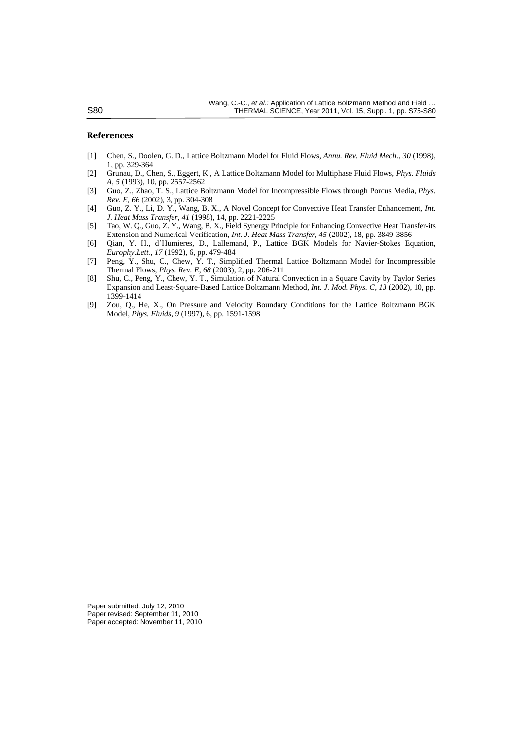## References

[1] Chen, S., Doolen, G. D., Lattice Boltzmann Model for Fluid Flows, *Annu. Rev. Fluid Mech.*, *30* (1998), 1, pp. 329-364

[2] Grunau, D., Chen, S., Eggert, K., A Lattice Boltzmann Model for Multiphase Fluid Flows, *Phys. Fluids A*, *5* (1993), 10, pp. 2557-2562

[3] Guo, Z., Zhao, T. S., Lattice Boltzmann Model for Incompressible Flows through Porous Media, *Phys. Rev. E*, *66* (2002), 3, pp. 304-308

[4] Guo, Z. Y., Li, D. Y., Wang, B. X., A Novel Concept for Convective Heat Transfer Enhancement, *Int. J. Heat Mass Transfer*, *41* (1998), 14, pp. 2221-2225

[5] Tao, W. Q., Guo, Z. Y., Wang, B. X., Field Synergy Principle for Enhancing Convective Heat Transfer-its Extension and Numerical Verification, *Int. J. Heat Mass Transfer*, *45* (2002), 18, pp. 3849-3856

[6] Qian, Y. H., d'Humieres, D., Lallemand, P., Lattice BGK Models for Navier-Stokes Equation, *Europhy.Lett.*, *17* (1992), 6, pp. 479-484

[7] Peng, Y., Shu, C., Chew, Y. T., Simplified Thermal Lattice Boltzmann Model for Incompressible Thermal Flows, *Phys. Rev. E*, *68* (2003), 2, pp. 206-211

[8] Shu, C., Peng, Y., Chew, Y. T., Simulation of Natural Convection in a Square Cavity by Taylor Series Expansion and Least-Square-Based Lattice Boltzmann Method, *Int. J. Mod. Phys. C*, *13* (2002), 10, pp. 1399-1414

[9] Zou, Q., He, X., On Pressure and Velocity Boundary Conditions for the Lattice Boltzmann BGK Model, *Phys. Fluids*, *9* (1997), 6, pp. 1591-1598

Paper submitted: July 12, 2010
Paper revised: September 11, 2010
Paper accepted: November 11, 2010